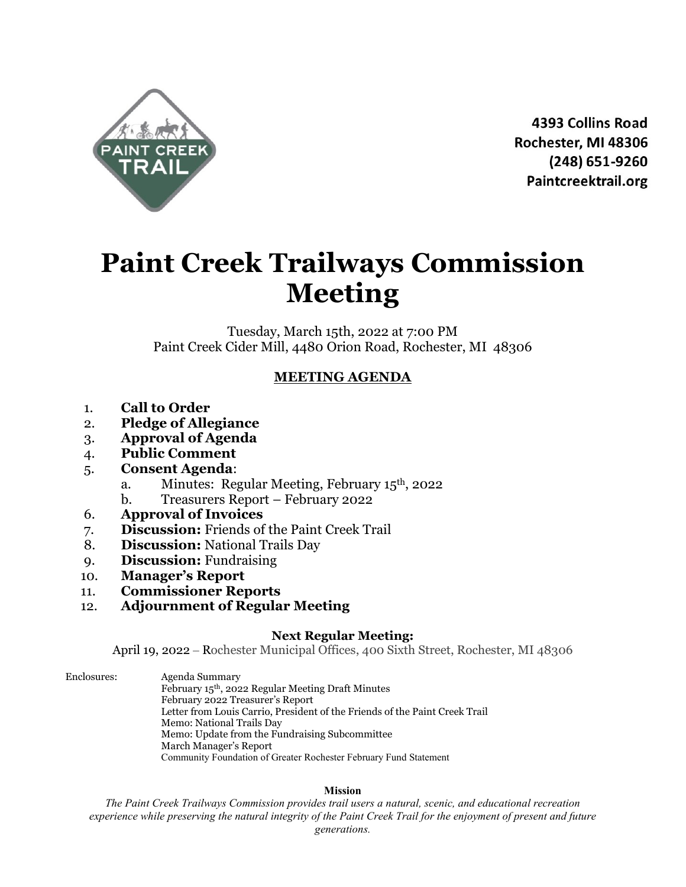PAINT CREEK TRAIL

**4393 Collins Road**
**Rochester, MI 48306**
**(248) 651-9260**
**Paintcreektrail.org**

# Paint Creek Trailways Commission Meeting

Tuesday, March 15th, 2022 at 7:00 PM
Paint Creek Cider Mill, 4480 Orion Road, Rochester, MI 48306

## MEETING AGENDA

1. **Call to Order**
2. **Pledge of Allegiance**
3. **Approval of Agenda**
4. **Public Comment**
5. **Consent Agenda**:
   a. Minutes: Regular Meeting, February 15th, 2022
   b. Treasurers Report – February 2022
6. **Approval of Invoices**
7. **Discussion:** Friends of the Paint Creek Trail
8. **Discussion:** National Trails Day
9. **Discussion:** Fundraising
10. **Manager's Report**
11. **Commissioner Reports**
12. **Adjournment of Regular Meeting**

**Next Regular Meeting:**
April 19, 2022 – Rochester Municipal Offices, 400 Sixth Street, Rochester, MI 48306

Enclosures:
- Agenda Summary
- February 15th, 2022 Regular Meeting Draft Minutes
- February 2022 Treasurer's Report
- Letter from Louis Carrio, President of the Friends of the Paint Creek Trail
- Memo: National Trails Day
- Memo: Update from the Fundraising Subcommittee
- March Manager's Report
- Community Foundation of Greater Rochester February Fund Statement

**Mission**

*The Paint Creek Trailways Commission provides trail users a natural, scenic, and educational recreation experience while preserving the natural integrity of the Paint Creek Trail for the enjoyment of present and future generations.*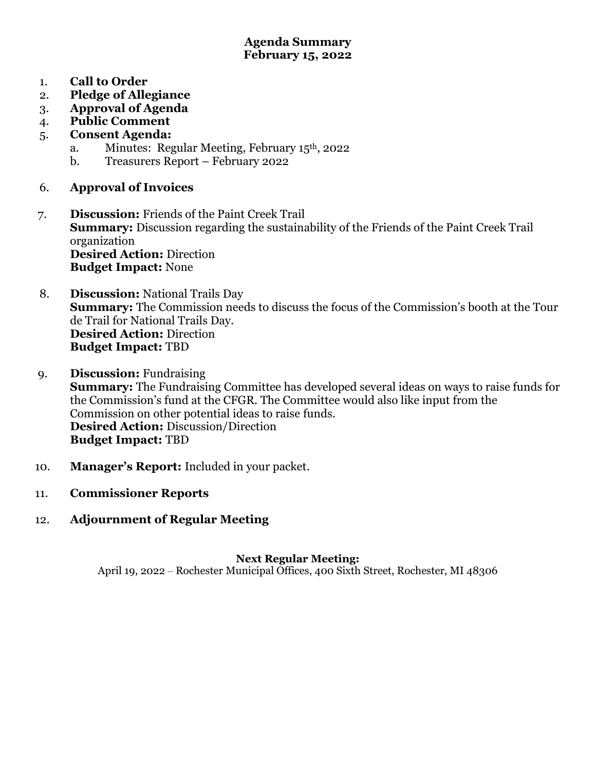# Agenda Summary
## February 15, 2022

1. **Call to Order**
2. **Pledge of Allegiance**
3. **Approval of Agenda**
4. **Public Comment**
5. **Consent Agenda:**
   a. Minutes: Regular Meeting, February 15th, 2022
   b. Treasurers Report – February 2022

6. **Approval of Invoices**

7. **Discussion:** Friends of the Paint Creek Trail
   **Summary:** Discussion regarding the sustainability of the Friends of the Paint Creek Trail organization
   **Desired Action:** Direction
   **Budget Impact:** None

8. **Discussion:** National Trails Day
   **Summary:** The Commission needs to discuss the focus of the Commission's booth at the Tour de Trail for National Trails Day.
   **Desired Action:** Direction
   **Budget Impact:** TBD

9. **Discussion:** Fundraising
   **Summary:** The Fundraising Committee has developed several ideas on ways to raise funds for the Commission's fund at the CFGR. The Committee would also like input from the Commission on other potential ideas to raise funds.
   **Desired Action:** Discussion/Direction
   **Budget Impact:** TBD

10. **Manager's Report:** Included in your packet.

11. **Commissioner Reports**

12. **Adjournment of Regular Meeting**

**Next Regular Meeting:**
April 19, 2022 – Rochester Municipal Offices, 400 Sixth Street, Rochester, MI 48306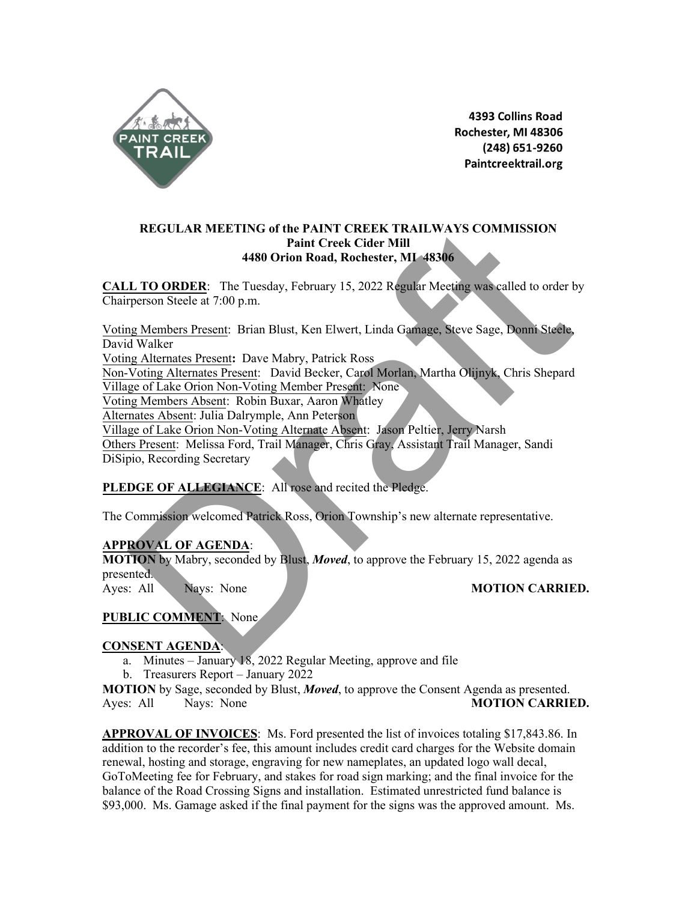4393 Collins Road
Rochester, MI 48306
(248) 651-9260
Paintcreektrail.org

**REGULAR MEETING of the PAINT CREEK TRAILWAYS COMMISSION**
**Paint Creek Cider Mill**
**4480 Orion Road, Rochester, MI 48306**

**CALL TO ORDER**: The Tuesday, February 15, 2022 Regular Meeting was called to order by Chairperson Steele at 7:00 p.m.

Voting Members Present: Brian Blust, Ken Elwert, Linda Gamage, Steve Sage, Donni Steele, David Walker
Voting Alternates Present**:** Dave Mabry, Patrick Ross
Non-Voting Alternates Present: David Becker, Carol Morlan, Martha Olijnyk, Chris Shepard
Village of Lake Orion Non-Voting Member Present: None
Voting Members Absent: Robin Buxar, Aaron Whatley
Alternates Absent: Julia Dalrymple, Ann Peterson
Village of Lake Orion Non-Voting Alternate Absent: Jason Peltier, Jerry Narsh
Others Present: Melissa Ford, Trail Manager, Chris Gray, Assistant Trail Manager, Sandi DiSipio, Recording Secretary

**PLEDGE OF ALLEGIANCE**: All rose and recited the Pledge.

The Commission welcomed Patrick Ross, Orion Township's new alternate representative.

**APPROVAL OF AGENDA**:
**MOTION** by Mabry, seconded by Blust, ***Moved***, to approve the February 15, 2022 agenda as presented.
Ayes: All Nays: None **MOTION CARRIED.**

**PUBLIC COMMENT**: None

**CONSENT AGENDA**:

a. Minutes – January 18, 2022 Regular Meeting, approve and file
b. Treasurers Report – January 2022

**MOTION** by Sage, seconded by Blust, ***Moved***, to approve the Consent Agenda as presented.
Ayes: All Nays: None **MOTION CARRIED.**

**APPROVAL OF INVOICES**: Ms. Ford presented the list of invoices totaling $17,843.86. In addition to the recorder's fee, this amount includes credit card charges for the Website domain renewal, hosting and storage, engraving for new nameplates, an updated logo wall decal, GoToMeeting fee for February, and stakes for road sign marking; and the final invoice for the balance of the Road Crossing Signs and installation. Estimated unrestricted fund balance is $93,000. Ms. Gamage asked if the final payment for the signs was the approved amount. Ms.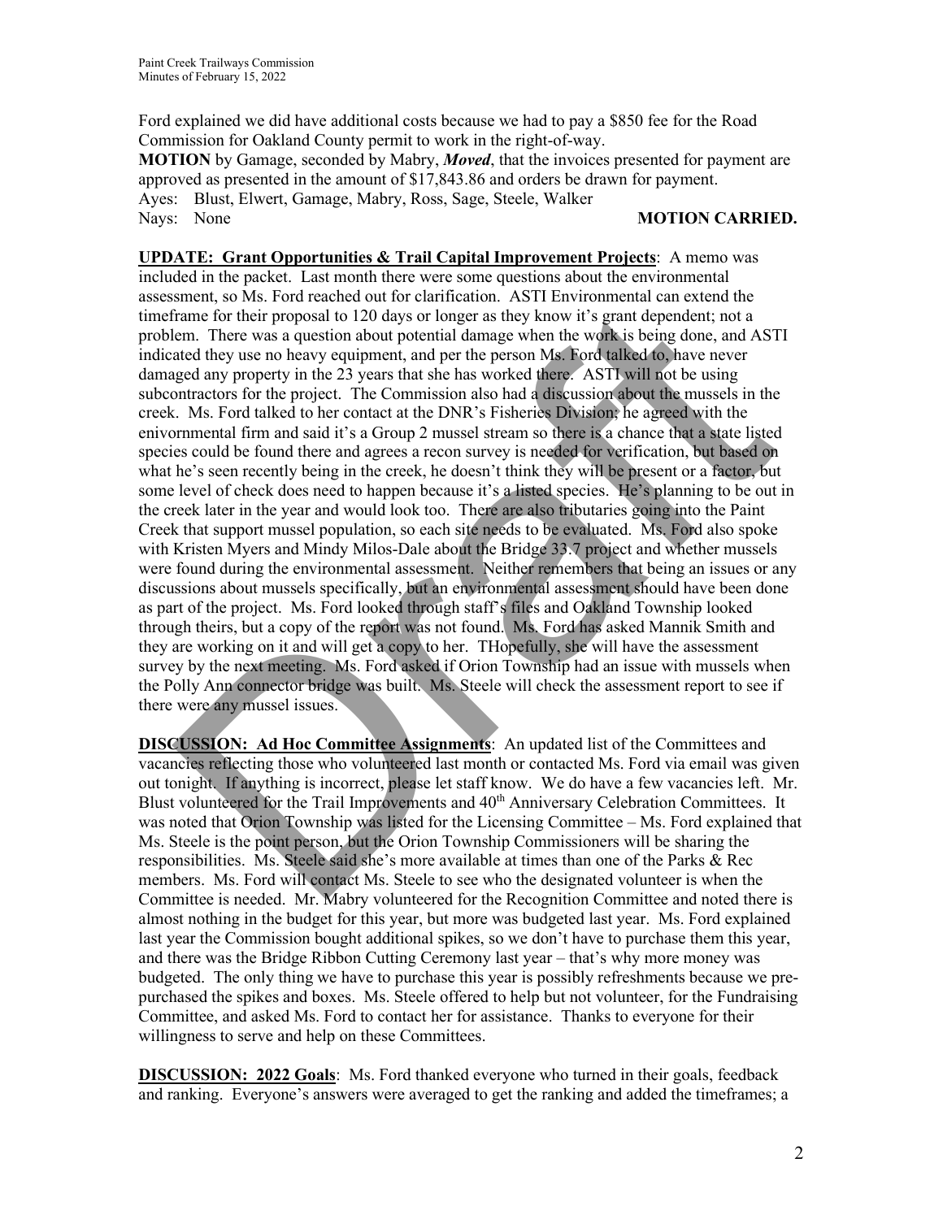Ford explained we did have additional costs because we had to pay a $850 fee for the Road Commission for Oakland County permit to work in the right-of-way.

**MOTION** by Gamage, seconded by Mabry, ***Moved***, that the invoices presented for payment are approved as presented in the amount of $17,843.86 and orders be drawn for payment.

Ayes: Blust, Elwert, Gamage, Mabry, Ross, Sage, Steele, Walker
Nays: None **MOTION CARRIED.**

**UPDATE: Grant Opportunities & Trail Capital Improvement Projects**: A memo was included in the packet. Last month there were some questions about the environmental assessment, so Ms. Ford reached out for clarification. ASTI Environmental can extend the timeframe for their proposal to 120 days or longer as they know it's grant dependent; not a problem. There was a question about potential damage when the work is being done, and ASTI indicated they use no heavy equipment, and per the person Ms. Ford talked to, have never damaged any property in the 23 years that she has worked there. ASTI will not be using subcontractors for the project. The Commission also had a discussion about the mussels in the creek. Ms. Ford talked to her contact at the DNR's Fisheries Division; he agreed with the enivornmental firm and said it's a Group 2 mussel stream so there is a chance that a state listed species could be found there and agrees a recon survey is needed for verification, but based on what he's seen recently being in the creek, he doesn't think they will be present or a factor, but some level of check does need to happen because it's a listed species. He's planning to be out in the creek later in the year and would look too. There are also tributaries going into the Paint Creek that support mussel population, so each site needs to be evaluated. Ms. Ford also spoke with Kristen Myers and Mindy Milos-Dale about the Bridge 33.7 project and whether mussels were found during the environmental assessment. Neither remembers that being an issues or any discussions about mussels specifically, but an environmental assessment should have been done as part of the project. Ms. Ford looked through staff's files and Oakland Township looked through theirs, but a copy of the report was not found. Ms. Ford has asked Mannik Smith and they are working on it and will get a copy to her. THopefully, she will have the assessment survey by the next meeting. Ms. Ford asked if Orion Township had an issue with mussels when the Polly Ann connector bridge was built. Ms. Steele will check the assessment report to see if there were any mussel issues.

**DISCUSSION: Ad Hoc Committee Assignments**: An updated list of the Committees and vacancies reflecting those who volunteered last month or contacted Ms. Ford via email was given out tonight. If anything is incorrect, please let staff know. We do have a few vacancies left. Mr. Blust volunteered for the Trail Improvements and 40th Anniversary Celebration Committees. It was noted that Orion Township was listed for the Licensing Committee – Ms. Ford explained that Ms. Steele is the point person, but the Orion Township Commissioners will be sharing the responsibilities. Ms. Steele said she's more available at times than one of the Parks & Rec members. Ms. Ford will contact Ms. Steele to see who the designated volunteer is when the Committee is needed. Mr. Mabry volunteered for the Recognition Committee and noted there is almost nothing in the budget for this year, but more was budgeted last year. Ms. Ford explained last year the Commission bought additional spikes, so we don't have to purchase them this year, and there was the Bridge Ribbon Cutting Ceremony last year – that's why more money was budgeted. The only thing we have to purchase this year is possibly refreshments because we pre-purchased the spikes and boxes. Ms. Steele offered to help but not volunteer, for the Fundraising Committee, and asked Ms. Ford to contact her for assistance. Thanks to everyone for their willingness to serve and help on these Committees.

**DISCUSSION: 2022 Goals**: Ms. Ford thanked everyone who turned in their goals, feedback and ranking. Everyone's answers were averaged to get the ranking and added the timeframes; a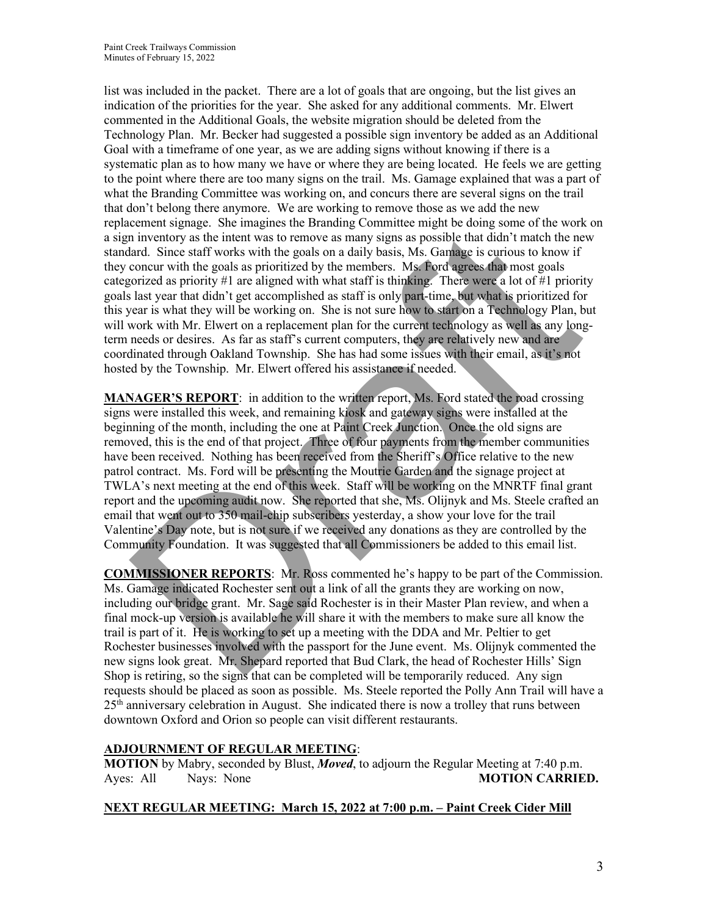list was included in the packet. There are a lot of goals that are ongoing, but the list gives an indication of the priorities for the year. She asked for any additional comments. Mr. Elwert commented in the Additional Goals, the website migration should be deleted from the Technology Plan. Mr. Becker had suggested a possible sign inventory be added as an Additional Goal with a timeframe of one year, as we are adding signs without knowing if there is a systematic plan as to how many we have or where they are being located. He feels we are getting to the point where there are too many signs on the trail. Ms. Gamage explained that was a part of what the Branding Committee was working on, and concurs there are several signs on the trail that don't belong there anymore. We are working to remove those as we add the new replacement signage. She imagines the Branding Committee might be doing some of the work on a sign inventory as the intent was to remove as many signs as possible that didn't match the new standard. Since staff works with the goals on a daily basis, Ms. Gamage is curious to know if they concur with the goals as prioritized by the members. Ms. Ford agrees that most goals categorized as priority #1 are aligned with what staff is thinking. There were a lot of #1 priority goals last year that didn't get accomplished as staff is only part-time, but what is prioritized for this year is what they will be working on. She is not sure how to start on a Technology Plan, but will work with Mr. Elwert on a replacement plan for the current technology as well as any long-term needs or desires. As far as staff's current computers, they are relatively new and are coordinated through Oakland Township. She has had some issues with their email, as it's not hosted by the Township. Mr. Elwert offered his assistance if needed.

**MANAGER'S REPORT**: in addition to the written report, Ms. Ford stated the road crossing signs were installed this week, and remaining kiosk and gateway signs were installed at the beginning of the month, including the one at Paint Creek Junction. Once the old signs are removed, this is the end of that project. Three of four payments from the member communities have been received. Nothing has been received from the Sheriff's Office relative to the new patrol contract. Ms. Ford will be presenting the Moutrie Garden and the signage project at TWLA's next meeting at the end of this week. Staff will be working on the MNRTF final grant report and the upcoming audit now. She reported that she, Ms. Olijnyk and Ms. Steele crafted an email that went out to 350 mail-chip subscribers yesterday, a show your love for the trail Valentine's Day note, but is not sure if we received any donations as they are controlled by the Community Foundation. It was suggested that all Commissioners be added to this email list.

**COMMISSIONER REPORTS**: Mr. Ross commented he's happy to be part of the Commission. Ms. Gamage indicated Rochester sent out a link of all the grants they are working on now, including our bridge grant. Mr. Sage said Rochester is in their Master Plan review, and when a final mock-up version is available he will share it with the members to make sure all know the trail is part of it. He is working to set up a meeting with the DDA and Mr. Peltier to get Rochester businesses involved with the passport for the June event. Ms. Olijnyk commented the new signs look great. Mr. Shepard reported that Bud Clark, the head of Rochester Hills' Sign Shop is retiring, so the signs that can be completed will be temporarily reduced. Any sign requests should be placed as soon as possible. Ms. Steele reported the Polly Ann Trail will have a 25th anniversary celebration in August. She indicated there is now a trolley that runs between downtown Oxford and Orion so people can visit different restaurants.

**ADJOURNMENT OF REGULAR MEETING**:

**MOTION** by Mabry, seconded by Blust, ***Moved***, to adjourn the Regular Meeting at 7:40 p.m.
Ayes: All Nays: None **MOTION CARRIED.**

**NEXT REGULAR MEETING: March 15, 2022 at 7:00 p.m. – Paint Creek Cider Mill**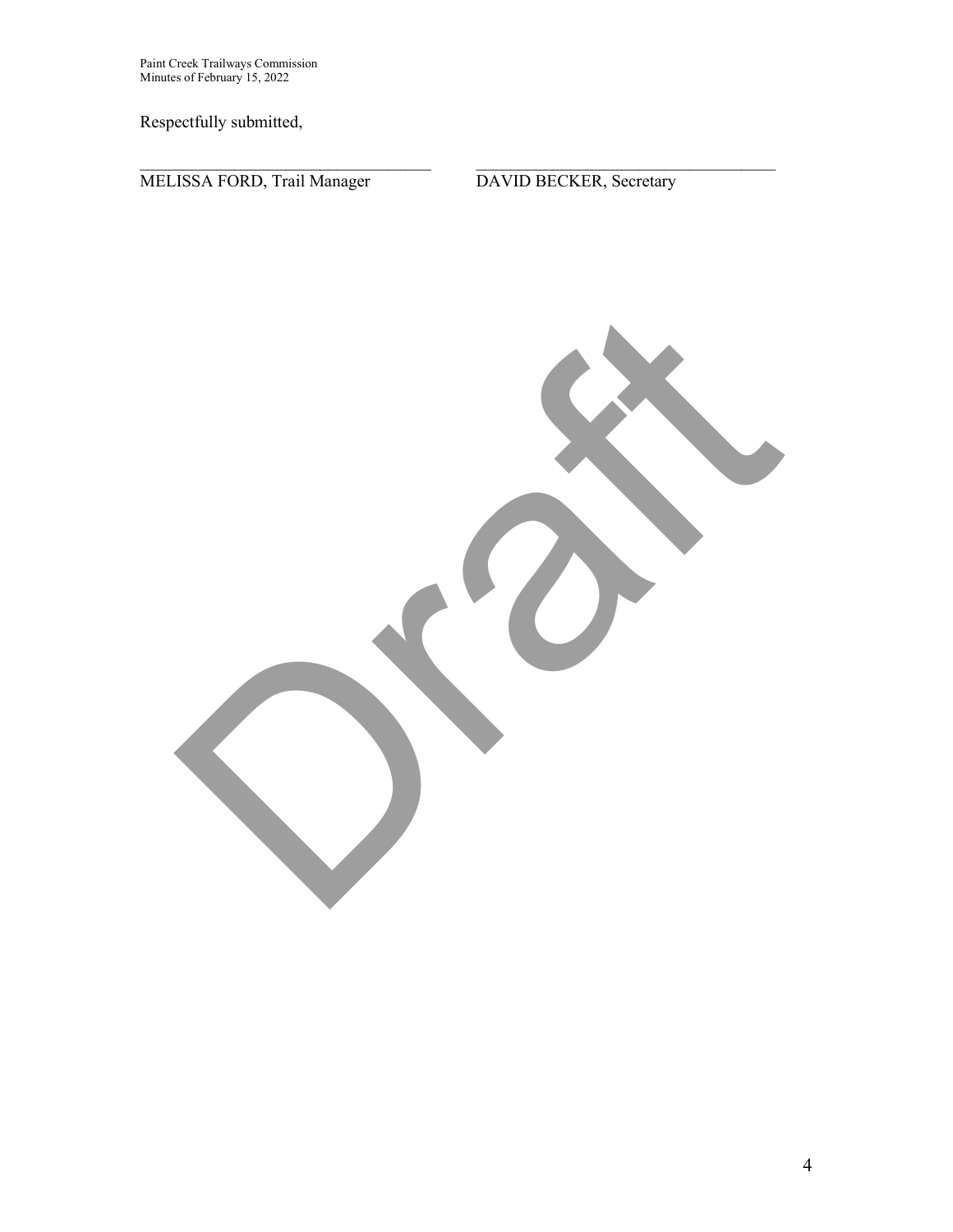Respectfully submitted,

\_\_\_\_\_\_\_\_\_\_\_\_\_\_\_\_\_\_\_\_\_\_\_\_\_\_\_\_\_\_\_\_\_\_\_
MELISSA FORD, Trail Manager

\_\_\_\_\_\_\_\_\_\_\_\_\_\_\_\_\_\_\_\_\_\_\_\_\_\_\_\_\_\_\_\_\_\_\_
DAVID BECKER, Secretary

Draft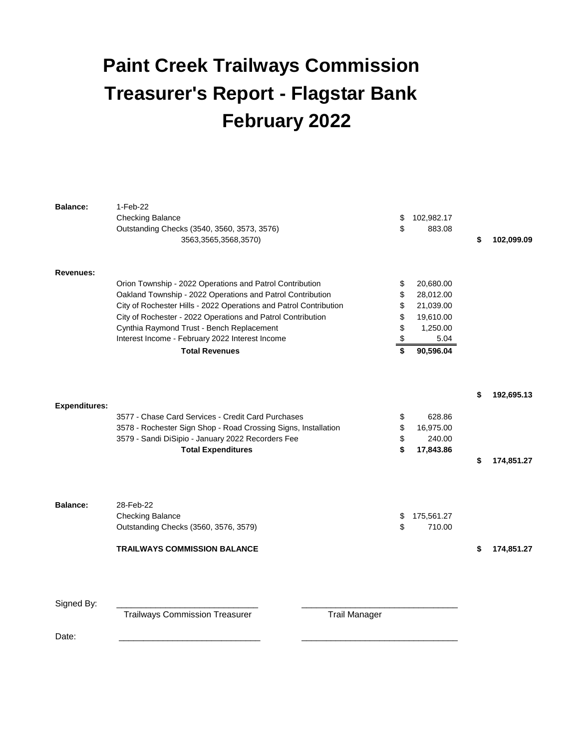# Paint Creek Trailways Commission
# Treasurer's Report - Flagstar Bank
# February 2022

| | | | |
|---|---|---|---|
| **Balance:** | 1-Feb-22 | | |
| | Checking Balance | $ 102,982.17 | |
| | Outstanding Checks (3540, 3560, 3573, 3576) 3563,3565,3568,3570) | $ 883.08 | $ 102,099.09 |
| | | | |
| **Revenues:** | | | |
| | Orion Township - 2022 Operations and Patrol Contribution | $ 20,680.00 | |
| | Oakland Township - 2022 Operations and Patrol Contribution | $ 28,012.00 | |
| | City of Rochester Hills - 2022 Operations and Patrol Contribution | $ 21,039.00 | |
| | City of Rochester - 2022 Operations and Patrol Contribution | $ 19,610.00 | |
| | Cynthia Raymond Trust - Bench Replacement | $ 1,250.00 | |
| | Interest Income - February 2022 Interest Income | $ 5.04 | |
| | **Total Revenues** | **$ 90,596.04** | |
| | | | **$ 192,695.13** |
| **Expenditures:** | | | |
| | 3577 - Chase Card Services - Credit Card Purchases | $ 628.86 | |
| | 3578 - Rochester Sign Shop - Road Crossing Signs, Installation | $ 16,975.00 | |
| | 3579 - Sandi DiSipio - January 2022 Recorders Fee | $ 240.00 | |
| | **Total Expenditures** | **$ 17,843.86** | |
| | | | **$ 174,851.27** |
| | | | |
| **Balance:** | 28-Feb-22 | | |
| | Checking Balance | $ 175,561.27 | |
| | Outstanding Checks (3560, 3576, 3579) | $ 710.00 | |
| | **TRAILWAYS COMMISSION BALANCE** | | **$ 174,851.27** |

Signed By: ______________________________ ______________________________

Trailways Commission Treasurer      Trail Manager

Date: ______________________________ ______________________________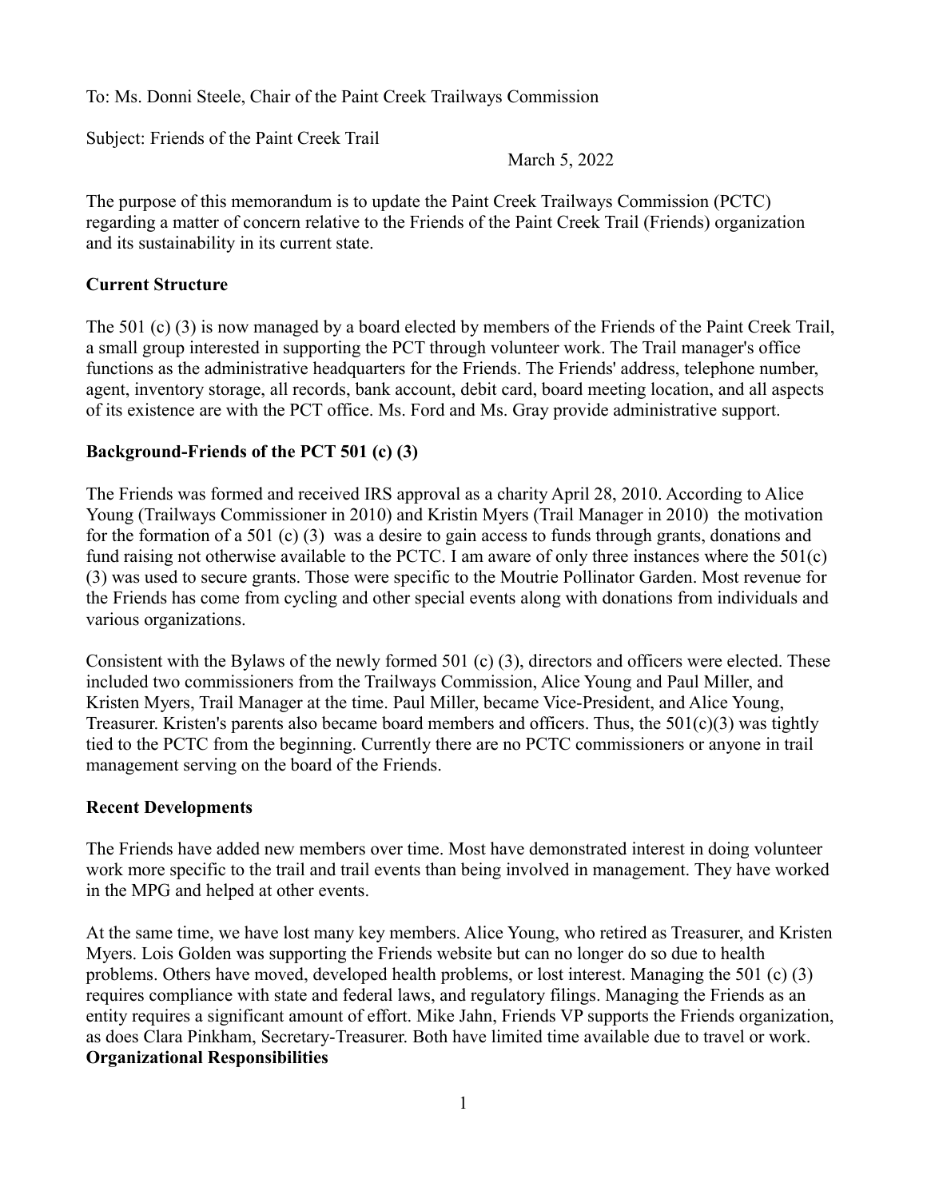To: Ms. Donni Steele, Chair of the Paint Creek Trailways Commission

Subject: Friends of the Paint Creek Trail

March 5, 2022

The purpose of this memorandum is to update the Paint Creek Trailways Commission (PCTC) regarding a matter of concern relative to the Friends of the Paint Creek Trail (Friends) organization and its sustainability in its current state.

**Current Structure**

The 501 (c) (3) is now managed by a board elected by members of the Friends of the Paint Creek Trail, a small group interested in supporting the PCT through volunteer work. The Trail manager's office functions as the administrative headquarters for the Friends. The Friends' address, telephone number, agent, inventory storage, all records, bank account, debit card, board meeting location, and all aspects of its existence are with the PCT office. Ms. Ford and Ms. Gray provide administrative support.

**Background-Friends of the PCT 501 (c) (3)**

The Friends was formed and received IRS approval as a charity April 28, 2010. According to Alice Young (Trailways Commissioner in 2010) and Kristin Myers (Trail Manager in 2010) the motivation for the formation of a 501 (c) (3) was a desire to gain access to funds through grants, donations and fund raising not otherwise available to the PCTC. I am aware of only three instances where the 501(c) (3) was used to secure grants. Those were specific to the Moutrie Pollinator Garden. Most revenue for the Friends has come from cycling and other special events along with donations from individuals and various organizations.

Consistent with the Bylaws of the newly formed 501 (c) (3), directors and officers were elected. These included two commissioners from the Trailways Commission, Alice Young and Paul Miller, and Kristen Myers, Trail Manager at the time. Paul Miller, became Vice-President, and Alice Young, Treasurer. Kristen's parents also became board members and officers. Thus, the 501(c)(3) was tightly tied to the PCTC from the beginning. Currently there are no PCTC commissioners or anyone in trail management serving on the board of the Friends.

**Recent Developments**

The Friends have added new members over time. Most have demonstrated interest in doing volunteer work more specific to the trail and trail events than being involved in management. They have worked in the MPG and helped at other events.

At the same time, we have lost many key members. Alice Young, who retired as Treasurer, and Kristen Myers. Lois Golden was supporting the Friends website but can no longer do so due to health problems. Others have moved, developed health problems, or lost interest. Managing the 501 (c) (3) requires compliance with state and federal laws, and regulatory filings. Managing the Friends as an entity requires a significant amount of effort. Mike Jahn, Friends VP supports the Friends organization, as does Clara Pinkham, Secretary-Treasurer. Both have limited time available due to travel or work.

**Organizational Responsibilities**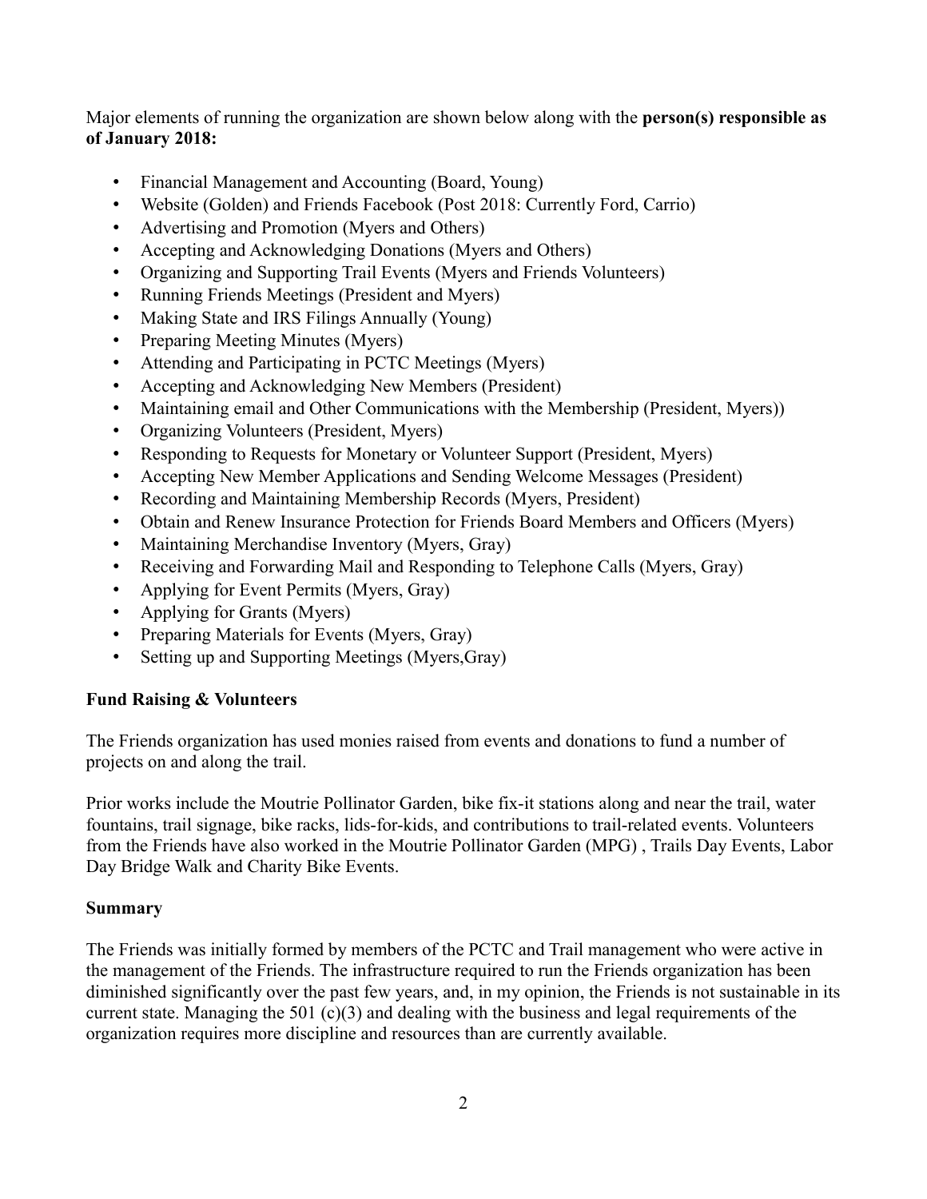Major elements of running the organization are shown below along with the **person(s) responsible as of January 2018:**

- Financial Management and Accounting (Board, Young)
- Website (Golden) and Friends Facebook (Post 2018: Currently Ford, Carrio)
- Advertising and Promotion (Myers and Others)
- Accepting and Acknowledging Donations (Myers and Others)
- Organizing and Supporting Trail Events (Myers and Friends Volunteers)
- Running Friends Meetings (President and Myers)
- Making State and IRS Filings Annually (Young)
- Preparing Meeting Minutes (Myers)
- Attending and Participating in PCTC Meetings (Myers)
- Accepting and Acknowledging New Members (President)
- Maintaining email and Other Communications with the Membership (President, Myers))
- Organizing Volunteers (President, Myers)
- Responding to Requests for Monetary or Volunteer Support (President, Myers)
- Accepting New Member Applications and Sending Welcome Messages (President)
- Recording and Maintaining Membership Records (Myers, President)
- Obtain and Renew Insurance Protection for Friends Board Members and Officers (Myers)
- Maintaining Merchandise Inventory (Myers, Gray)
- Receiving and Forwarding Mail and Responding to Telephone Calls (Myers, Gray)
- Applying for Event Permits (Myers, Gray)
- Applying for Grants (Myers)
- Preparing Materials for Events (Myers, Gray)
- Setting up and Supporting Meetings (Myers,Gray)

**Fund Raising & Volunteers**

The Friends organization has used monies raised from events and donations to fund a number of projects on and along the trail.

Prior works include the Moutrie Pollinator Garden, bike fix-it stations along and near the trail, water fountains, trail signage, bike racks, lids-for-kids, and contributions to trail-related events. Volunteers from the Friends have also worked in the Moutrie Pollinator Garden (MPG) , Trails Day Events, Labor Day Bridge Walk and Charity Bike Events.

**Summary**

The Friends was initially formed by members of the PCTC and Trail management who were active in the management of the Friends. The infrastructure required to run the Friends organization has been diminished significantly over the past few years, and, in my opinion, the Friends is not sustainable in its current state. Managing the 501 (c)(3) and dealing with the business and legal requirements of the organization requires more discipline and resources than are currently available.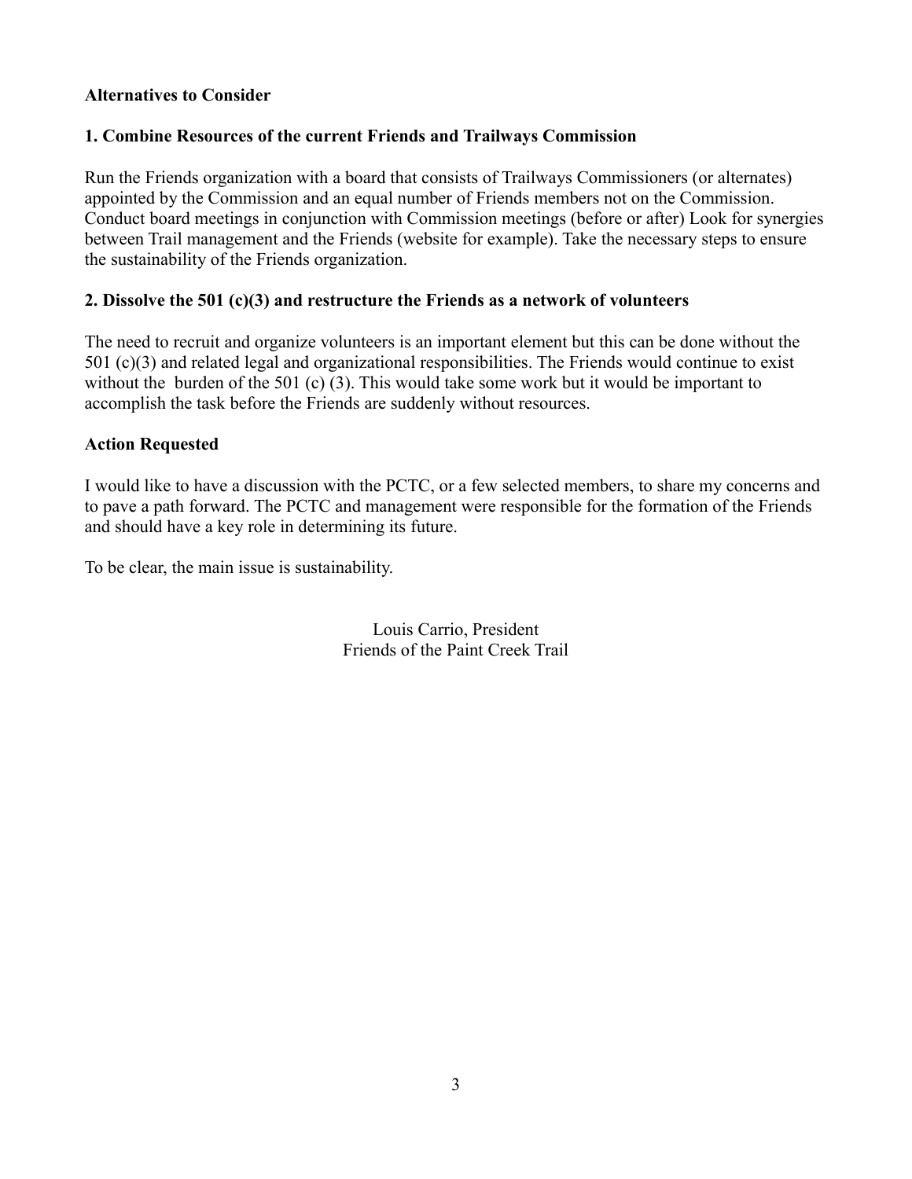**Alternatives to Consider**

**1. Combine Resources of the current Friends and Trailways Commission**

Run the Friends organization with a board that consists of Trailways Commissioners (or alternates) appointed by the Commission and an equal number of Friends members not on the Commission. Conduct board meetings in conjunction with Commission meetings (before or after) Look for synergies between Trail management and the Friends (website for example). Take the necessary steps to ensure the sustainability of the Friends organization.

**2. Dissolve the 501 (c)(3) and restructure the Friends as a network of volunteers**

The need to recruit and organize volunteers is an important element but this can be done without the 501 (c)(3) and related legal and organizational responsibilities. The Friends would continue to exist without the burden of the 501 (c) (3). This would take some work but it would be important to accomplish the task before the Friends are suddenly without resources.

**Action Requested**

I would like to have a discussion with the PCTC, or a few selected members, to share my concerns and to pave a path forward. The PCTC and management were responsible for the formation of the Friends and should have a key role in determining its future.

To be clear, the main issue is sustainability.

Louis Carrio, President
Friends of the Paint Creek Trail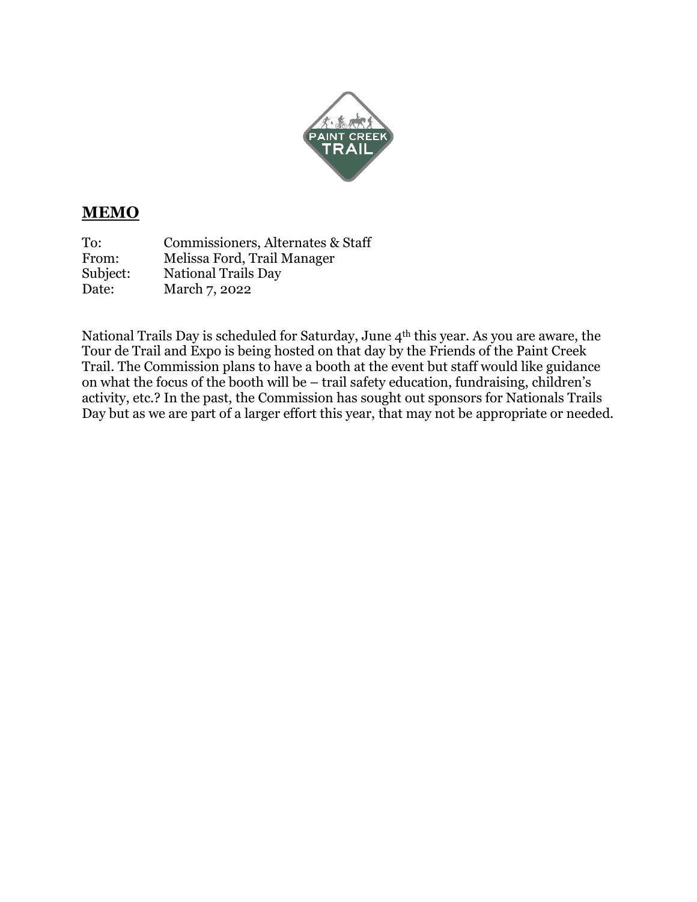PAINT CREEK TRAIL

## MEMO

To: Commissioners, Alternates & Staff
From: Melissa Ford, Trail Manager
Subject: National Trails Day
Date: March 7, 2022

National Trails Day is scheduled for Saturday, June 4th this year. As you are aware, the Tour de Trail and Expo is being hosted on that day by the Friends of the Paint Creek Trail. The Commission plans to have a booth at the event but staff would like guidance on what the focus of the booth will be – trail safety education, fundraising, children's activity, etc.? In the past, the Commission has sought out sponsors for Nationals Trails Day but as we are part of a larger effort this year, that may not be appropriate or needed.